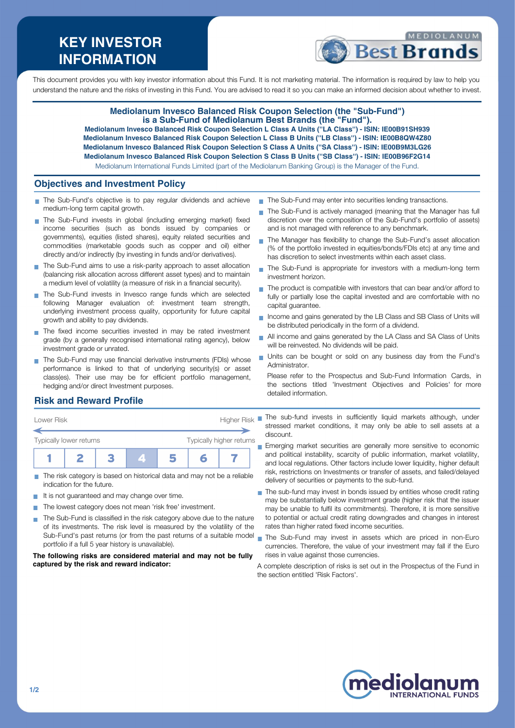# KEY INVESTOR INFORMATION

This document provides you with key investor information about this Fund. It is not marketing material. The information is required by law to help you understand the nature and the risks of investing in this Fund. You are advised to read it so you can make an informed decision about whether to invest.

**Mediolanum Invesco Balanced Risk Coupon Selection (the "Sub-Fund") is a Sub-Fund of Mediolanum Best Brands (the "Fund").**

**Mediolanum Invesco Balanced Risk Coupon Selection L Class A Units ("LA Class") - ISIN: IE00B91SH939**
**Mediolanum Invesco Balanced Risk Coupon Selection L Class B Units ("LB Class") - ISIN: IE00B8QW4Z80**
**Mediolanum Invesco Balanced Risk Coupon Selection S Class A Units ("SA Class") - ISIN: IE00B9M3LG26**
**Mediolanum Invesco Balanced Risk Coupon Selection S Class B Units ("SB Class") - ISIN: IE00B96F2G14**

Mediolanum International Funds Limited (part of the Mediolanum Banking Group) is the Manager of the Fund.

## Objectives and Investment Policy

- The Sub-Fund's objective is to pay regular dividends and achieve medium-long term capital growth.
- The Sub-Fund invests in global (including emerging market) fixed income securities (such as bonds issued by companies or governments), equities (listed shares), equity related securities and commodities (marketable goods such as copper and oil) either directly and/or indirectly (by investing in funds and/or derivatives).
- The Sub-Fund aims to use a risk-parity approach to asset allocation (balancing risk allocation across different asset types) and to maintain a medium level of volatility (a measure of risk in a financial security).
- The Sub-Fund invests in Invesco range funds which are selected following Manager evaluation of: investment team strength, underlying investment process quality, opportunity for future capital growth and ability to pay dividends.
- The fixed income securities invested in may be rated investment grade (by a generally recognised international rating agency), below investment grade or unrated.
- The Sub-Fund may use financial derivative instruments (FDIs) whose performance is linked to that of underlying security(s) or asset class(es). Their use may be for efficient portfolio management, hedging and/or direct Investment purposes.
- The Sub-Fund may enter into securities lending transactions.
- The Sub-Fund is actively managed (meaning that the Manager has full discretion over the composition of the Sub-Fund's portfolio of assets) and is not managed with reference to any benchmark.
- The Manager has flexibility to change the Sub-Fund's asset allocation (% of the portfolio invested in equities/bonds/FDIs etc) at any time and has discretion to select investments within each asset class.
- The Sub-Fund is appropriate for investors with a medium-long term investment horizon.
- The product is compatible with investors that can bear and/or afford to fully or partially lose the capital invested and are comfortable with no capital guarantee.
- Income and gains generated by the LB Class and SB Class of Units will be distributed periodically in the form of a dividend.
- All income and gains generated by the LA Class and SA Class of Units will be reinvested. No dividends will be paid.
- Units can be bought or sold on any business day from the Fund's Administrator.

Please refer to the Prospectus and Sub-Fund Information Cards, in the sections titled 'Investment Objectives and Policies' for more detailed information.

## Risk and Reward Profile

| Lower Risk | | | | | | Higher Risk |
|---|---|---|---|---|---|---|
| Typically lower returns | | | | | | Typically higher returns |
| 1 | 2 | 3 | **4** | 5 | 6 | 7 |

- The risk category is based on historical data and may not be a reliable indication for the future.
- It is not guaranteed and may change over time.
- The lowest category does not mean 'risk free' investment.
- The Sub-Fund is classified in the risk category above due to the nature of its investments. The risk level is measured by the volatility of the Sub-Fund's past returns (or from the past returns of a suitable model portfolio if a full 5 year history is unavailable).

**The following risks are considered material and may not be fully captured by the risk and reward indicator:**

- The sub-fund invests in sufficiently liquid markets although, under stressed market conditions, it may only be able to sell assets at a discount.
- Emerging market securities are generally more sensitive to economic and political instability, scarcity of public information, market volatility, and local regulations. Other factors include lower liquidity, higher default risk, restrictions on Investments or transfer of assets, and failed/delayed delivery of securities or payments to the sub-fund.
- The sub-fund may invest in bonds issued by entities whose credit rating may be substantially below investment grade (higher risk that the issuer may be unable to fulfil its commitments). Therefore, it is more sensitive to potential or actual credit rating downgrades and changes in interest rates than higher rated fixed income securities.
- The Sub-Fund may invest in assets which are priced in non-Euro currencies. Therefore, the value of your investment may fall if the Euro rises in value against those currencies.

A complete description of risks is set out in the Prospectus of the Fund in the section entitled 'Risk Factors'.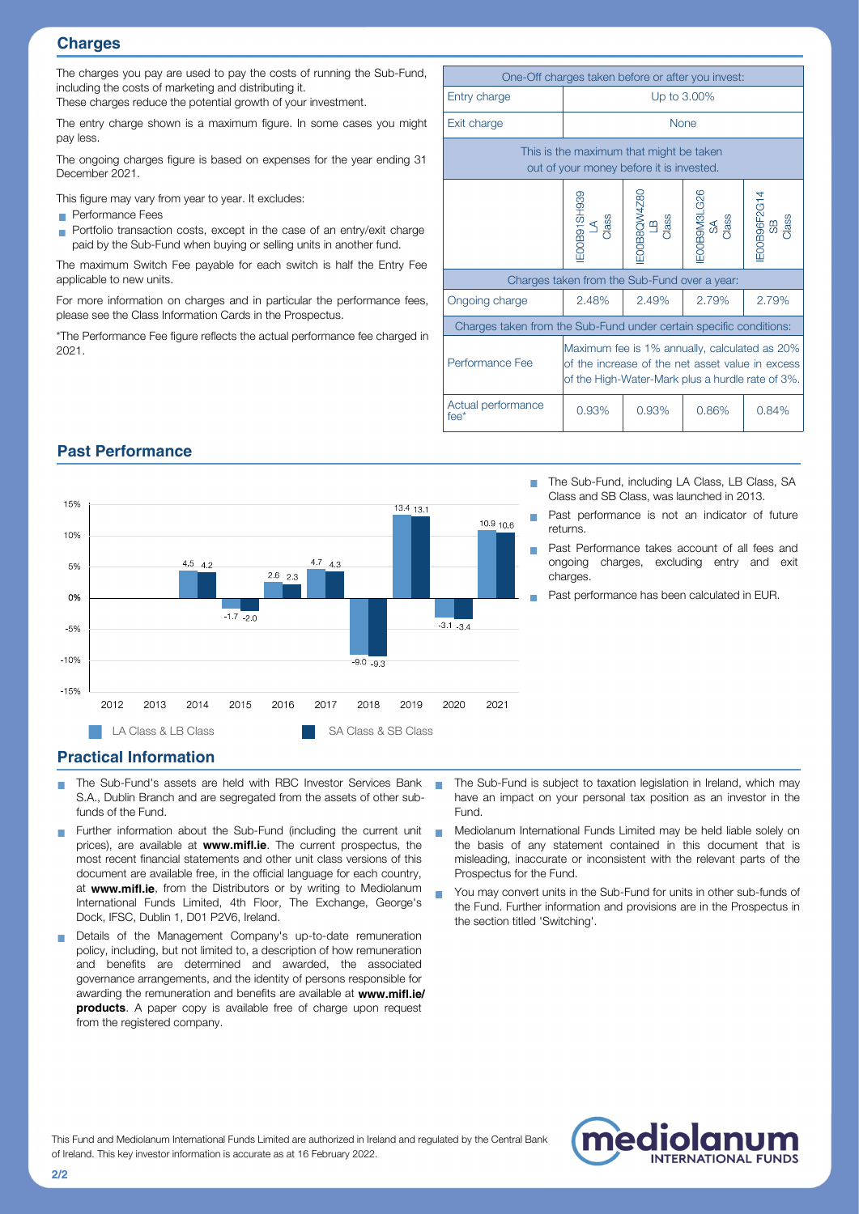## Charges

The charges you pay are used to pay the costs of running the Sub-Fund, including the costs of marketing and distributing it.
These charges reduce the potential growth of your investment.

The entry charge shown is a maximum figure. In some cases you might pay less.

The ongoing charges figure is based on expenses for the year ending 31 December 2021.

This figure may vary from year to year. It excludes:

- Performance Fees
- Portfolio transaction costs, except in the case of an entry/exit charge paid by the Sub-Fund when buying or selling units in another fund.

The maximum Switch Fee payable for each switch is half the Entry Fee applicable to new units.

For more information on charges and in particular the performance fees, please see the Class Information Cards in the Prospectus.

*The Performance Fee figure reflects the actual performance fee charged in 2021.

| One-Off charges taken before or after you invest: | | | | |
|---|---|---|---|---|
| Entry charge | Up to 3.00% | | | |
| Exit charge | None | | | |
| This is the maximum that might be taken out of your money before it is invested. | | | | |
| | IE00B91SH939 LA Class | IE00B8QW4Z80 LB Class | IE00B9M3LG26 SA Class | IE00B96F2G14 SB Class |
| Charges taken from the Sub-Fund over a year: | | | | |
| Ongoing charge | 2.48% | 2.49% | 2.79% | 2.79% |
| Charges taken from the Sub-Fund under certain specific conditions: | | | | |
| Performance Fee | Maximum fee is 1% annually, calculated as 20% of the increase of the net asset value in excess of the High-Water-Mark plus a hurdle rate of 3%. | | | |
| Actual performance fee* | 0.93% | 0.93% | 0.86% | 0.84% |

## Past Performance

15%
10%
5%
0%
-5%
-10%
-15%

2012 2013 2014 2015 2016 2017 2018 2019 2020 2021

4.5 4.2
-1.7 -2.0
2.6 2.3
4.7 4.3
-9.0 -9.3
13.4 13.1
-3.1 -3.4
10.9 10.6

LA Class & LB Class
SA Class & SB Class

- The Sub-Fund, including LA Class, LB Class, SA Class and SB Class, was launched in 2013.
- Past performance is not an indicator of future returns.
- Past Performance takes account of all fees and ongoing charges, excluding entry and exit charges.
- Past performance has been calculated in EUR.

## Practical Information

- The Sub-Fund's assets are held with RBC Investor Services Bank S.A., Dublin Branch and are segregated from the assets of other sub-funds of the Fund.
- Further information about the Sub-Fund (including the current unit prices), are available at **www.mifl.ie**. The current prospectus, the most recent financial statements and other unit class versions of this document are available free, in the official language for each country, at **www.mifl.ie**, from the Distributors or by writing to Mediolanum International Funds Limited, 4th Floor, The Exchange, George's Dock, IFSC, Dublin 1, D01 P2V6, Ireland.
- Details of the Management Company's up-to-date remuneration policy, including, but not limited to, a description of how remuneration and benefits are determined and awarded, the associated governance arrangements, and the identity of persons responsible for awarding the remuneration and benefits are available at **www.mifl.ie/products**. A paper copy is available free of charge upon request from the registered company.
- The Sub-Fund is subject to taxation legislation in Ireland, which may have an impact on your personal tax position as an investor in the Fund.
- Mediolanum International Funds Limited may be held liable solely on the basis of any statement contained in this document that is misleading, inaccurate or inconsistent with the relevant parts of the Prospectus for the Fund.
- You may convert units in the Sub-Fund for units in other sub-funds of the Fund. Further information and provisions are in the Prospectus in the section titled 'Switching'.

This Fund and Mediolanum International Funds Limited are authorized in Ireland and regulated by the Central Bank of Ireland. This key investor information is accurate as at 16 February 2022.